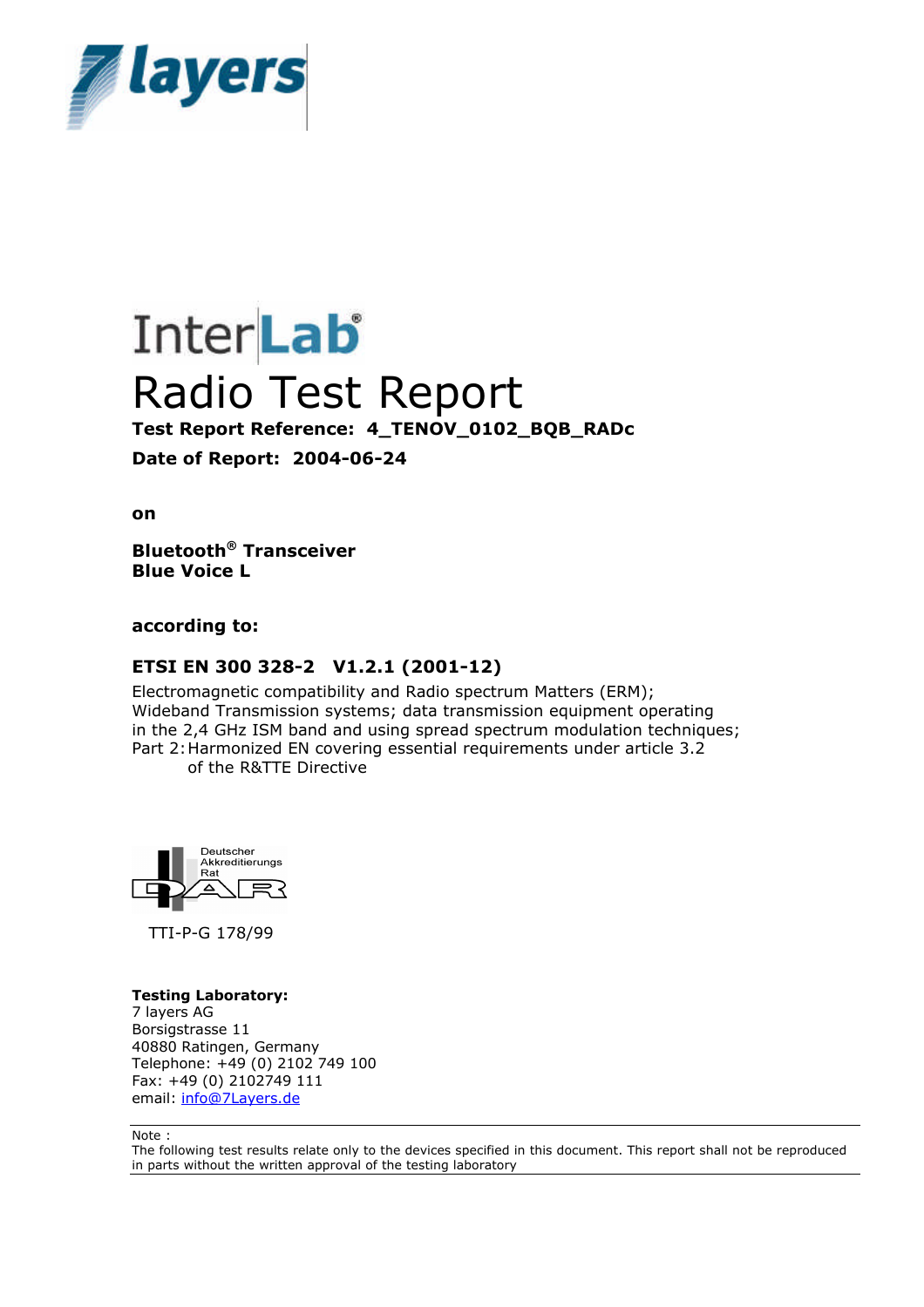7 layers

InterLab®

# Radio Test Report

**Test Report Reference: 4_TENOV_0102_BQB_RADc**

**Date of Report: 2004-06-24**

**on**

**Bluetooth® Transceiver**
**Blue Voice L**

**according to:**

### ETSI EN 300 328-2 V1.2.1 (2001-12)

Electromagnetic compatibility and Radio spectrum Matters (ERM);
Wideband Transmission systems; data transmission equipment operating in the 2,4 GHz ISM band and using spread spectrum modulation techniques;
Part 2: Harmonized EN covering essential requirements under article 3.2 of the R&TTE Directive

Deutscher Akkreditierungs Rat
DAR

TTI-P-G 178/99

**Testing Laboratory:**
7 layers AG
Borsigstrasse 11
40880 Ratingen, Germany
Telephone: +49 (0) 2102 749 100
Fax: +49 (0) 2102749 111
email: info@7Layers.de

Note :
The following test results relate only to the devices specified in this document. This report shall not be reproduced in parts without the written approval of the testing laboratory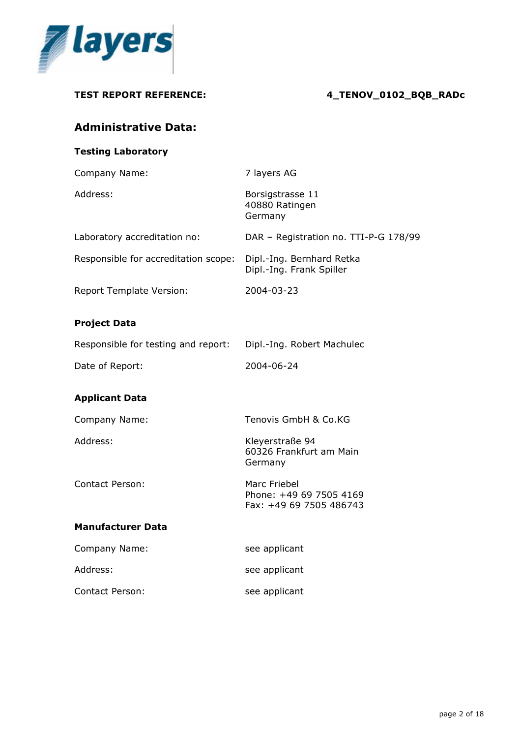**TEST REPORT REFERENCE:** **4_TENOV_0102_BQB_RADc**

## Administrative Data:

### Testing Laboratory

| | |
|---|---|
| Company Name: | 7 layers AG |
| Address: | Borsigstrasse 11<br>40880 Ratingen<br>Germany |
| Laboratory accreditation no: | DAR – Registration no. TTI-P-G 178/99 |
| Responsible for accreditation scope: | Dipl.-Ing. Bernhard Retka<br>Dipl.-Ing. Frank Spiller |
| Report Template Version: | 2004-03-23 |

### Project Data

| | |
|---|---|
| Responsible for testing and report: | Dipl.-Ing. Robert Machulec |
| Date of Report: | 2004-06-24 |

### Applicant Data

| | |
|---|---|
| Company Name: | Tenovis GmbH & Co.KG |
| Address: | Kleyerstraße 94<br>60326 Frankfurt am Main<br>Germany |
| Contact Person: | Marc Friebel<br>Phone: +49 69 7505 4169<br>Fax: +49 69 7505 486743 |

### Manufacturer Data

| | |
|---|---|
| Company Name: | see applicant |
| Address: | see applicant |
| Contact Person: | see applicant |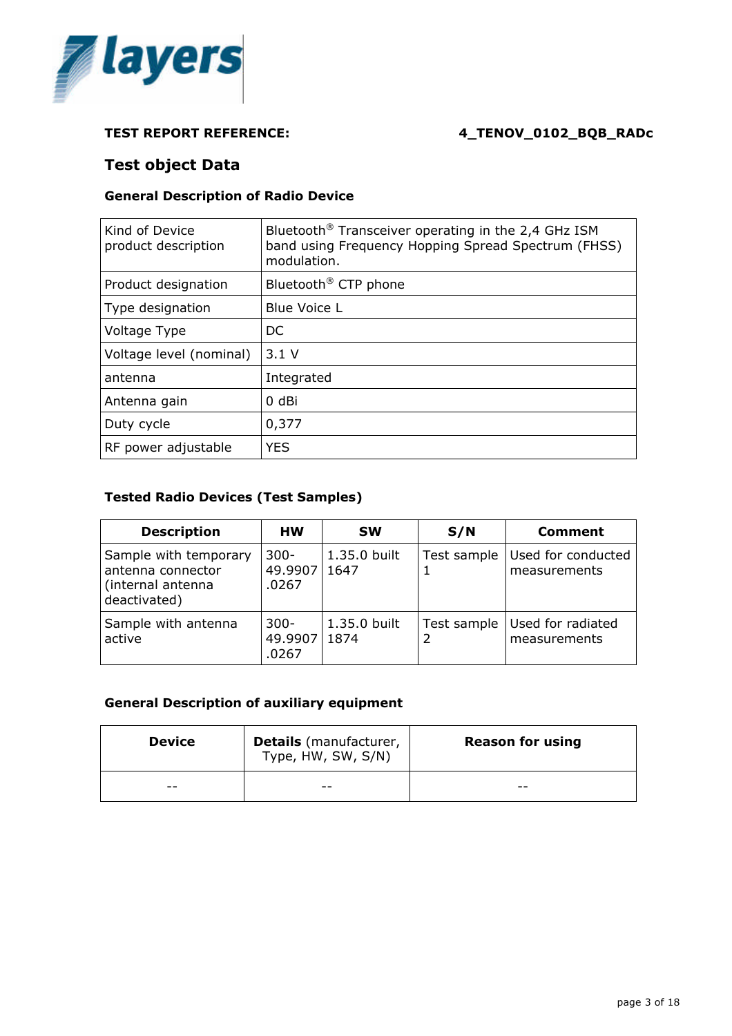**TEST REPORT REFERENCE:** **4_TENOV_0102_BQB_RADc**

## Test object Data

### General Description of Radio Device

| Kind of Device product description | Bluetooth® Transceiver operating in the 2,4 GHz ISM band using Frequency Hopping Spread Spectrum (FHSS) modulation. |
|---|---|
| Product designation | Bluetooth® CTP phone |
| Type designation | Blue Voice L |
| Voltage Type | DC |
| Voltage level (nominal) | 3.1 V |
| antenna | Integrated |
| Antenna gain | 0 dBi |
| Duty cycle | 0,377 |
| RF power adjustable | YES |

### Tested Radio Devices (Test Samples)

| Description | HW | SW | S/N | Comment |
|---|---|---|---|---|
| Sample with temporary antenna connector (internal antenna deactivated) | 300-49.9907.0267 | 1.35.0 built 1647 | Test sample 1 | Used for conducted measurements |
| Sample with antenna active | 300-49.9907.0267 | 1.35.0 built 1874 | Test sample 2 | Used for radiated measurements |

### General Description of auxiliary equipment

| Device | **Details** (manufacturer, Type, HW, SW, S/N) | Reason for using |
|---|---|---|
| -- | -- | -- |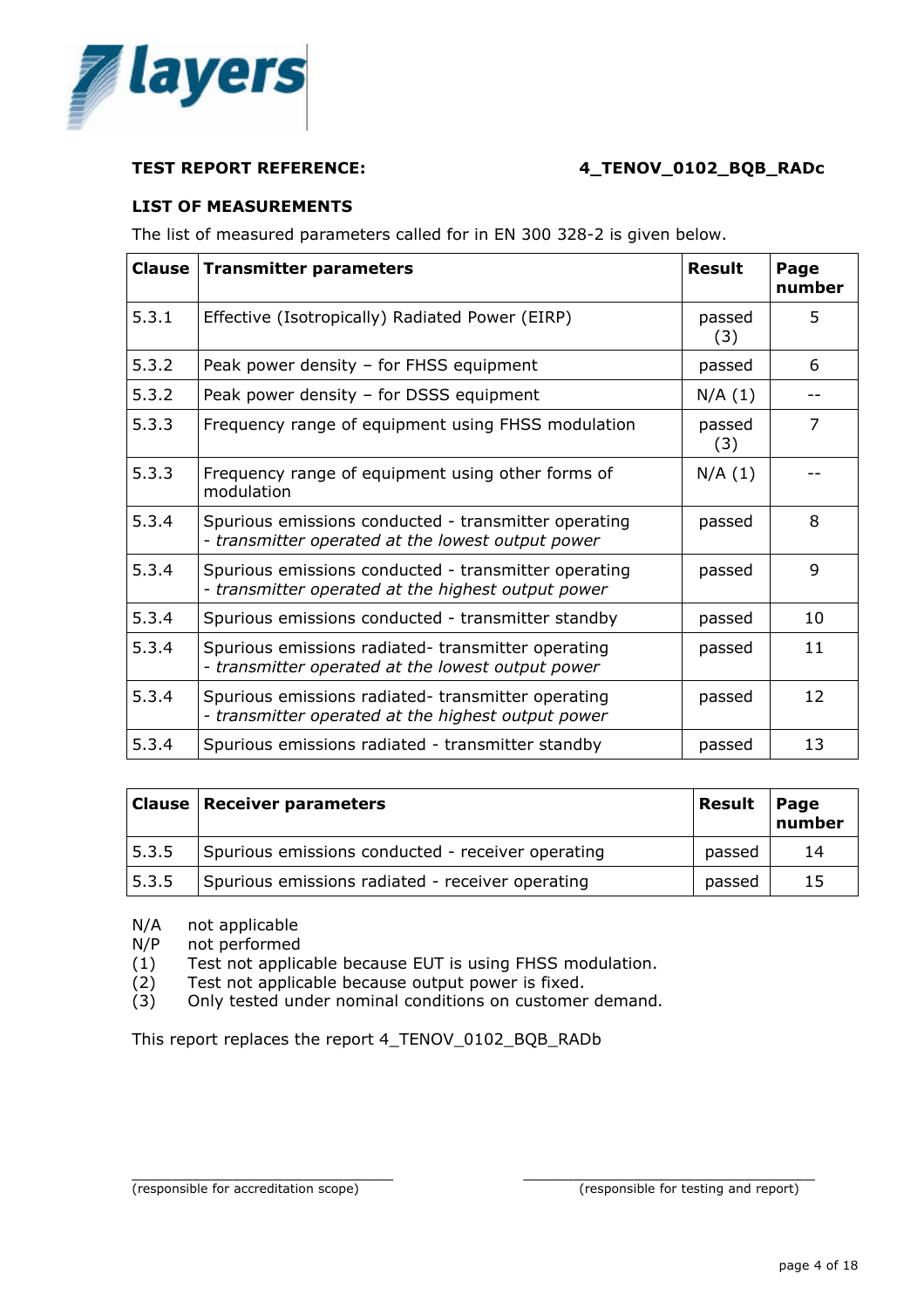**TEST REPORT REFERENCE:** **4_TENOV_0102_BQB_RADc**

**LIST OF MEASUREMENTS**

The list of measured parameters called for in EN 300 328-2 is given below.

| Clause | Transmitter parameters | Result | Page number |
|---|---|---|---|
| 5.3.1 | Effective (Isotropically) Radiated Power (EIRP) | passed (3) | 5 |
| 5.3.2 | Peak power density – for FHSS equipment | passed | 6 |
| 5.3.2 | Peak power density – for DSSS equipment | N/A (1) | -- |
| 5.3.3 | Frequency range of equipment using FHSS modulation | passed (3) | 7 |
| 5.3.3 | Frequency range of equipment using other forms of modulation | N/A (1) | -- |
| 5.3.4 | Spurious emissions conducted - transmitter operating - *transmitter operated at the lowest output power* | passed | 8 |
| 5.3.4 | Spurious emissions conducted - transmitter operating - *transmitter operated at the highest output power* | passed | 9 |
| 5.3.4 | Spurious emissions conducted - transmitter standby | passed | 10 |
| 5.3.4 | Spurious emissions radiated- transmitter operating - *transmitter operated at the lowest output power* | passed | 11 |
| 5.3.4 | Spurious emissions radiated- transmitter operating - *transmitter operated at the highest output power* | passed | 12 |
| 5.3.4 | Spurious emissions radiated - transmitter standby | passed | 13 |

| Clause | Receiver parameters | Result | Page number |
|---|---|---|---|
| 5.3.5 | Spurious emissions conducted - receiver operating | passed | 14 |
| 5.3.5 | Spurious emissions radiated - receiver operating | passed | 15 |

N/A not applicable
N/P not performed
(1) Test not applicable because EUT is using FHSS modulation.
(2) Test not applicable because output power is fixed.
(3) Only tested under nominal conditions on customer demand.

This report replaces the report 4_TENOV_0102_BQB_RADb

_______________________________ (responsible for accreditation scope)

_______________________________ (responsible for testing and report)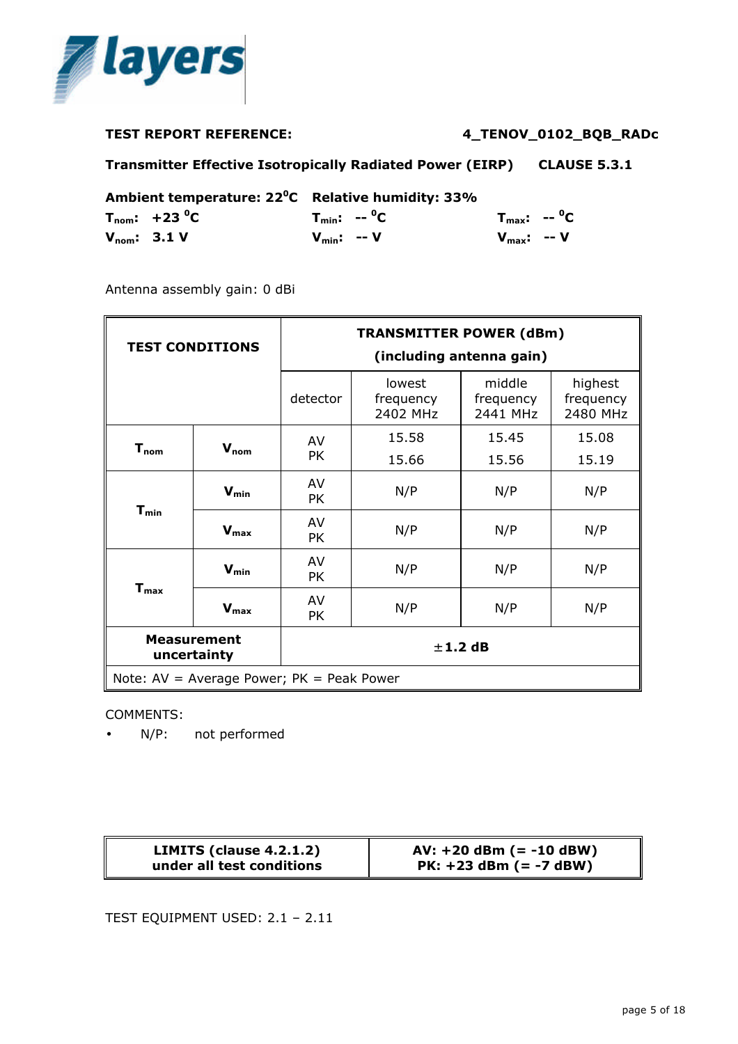**TEST REPORT REFERENCE:** **4_TENOV_0102_BQB_RADc**

**Transmitter Effective Isotropically Radiated Power (EIRP)** **CLAUSE 5.3.1**

**Ambient temperature: 22°C** **Relative humidity: 33%**

| | | |
|---|---|---|
| **$T_{nom}$: +23 °C** | **$T_{min}$: -- °C** | **$T_{max}$: -- °C** |
| **$V_{nom}$: 3.1 V** | **$V_{min}$: -- V** | **$V_{max}$: -- V** |

Antenna assembly gain: 0 dBi

| **TEST CONDITIONS** | | **TRANSMITTER POWER (dBm) (including antenna gain)** | | | |
|---|---|---|---|---|---|
| | | detector | lowest frequency 2402 MHz | middle frequency 2441 MHz | highest frequency 2480 MHz |
| **$T_{nom}$** | **$V_{nom}$** | AV<br>PK | 15.58<br>15.66 | 15.45<br>15.56 | 15.08<br>15.19 |
| **$T_{min}$** | **$V_{min}$** | AV<br>PK | N/P | N/P | N/P |
| | **$V_{max}$** | AV<br>PK | N/P | N/P | N/P |
| **$T_{max}$** | **$V_{min}$** | AV<br>PK | N/P | N/P | N/P |
| | **$V_{max}$** | AV<br>PK | N/P | N/P | N/P |
| **Measurement uncertainty** | | **±1.2 dB** | | | |
| Note: AV = Average Power; PK = Peak Power | | | | | |

COMMENTS:

- N/P: not performed

| **LIMITS (clause 4.2.1.2) under all test conditions** | **AV: +20 dBm (= -10 dBW)**<br>**PK: +23 dBm (= -7 dBW)** |
|---|---|

TEST EQUIPMENT USED: 2.1 – 2.11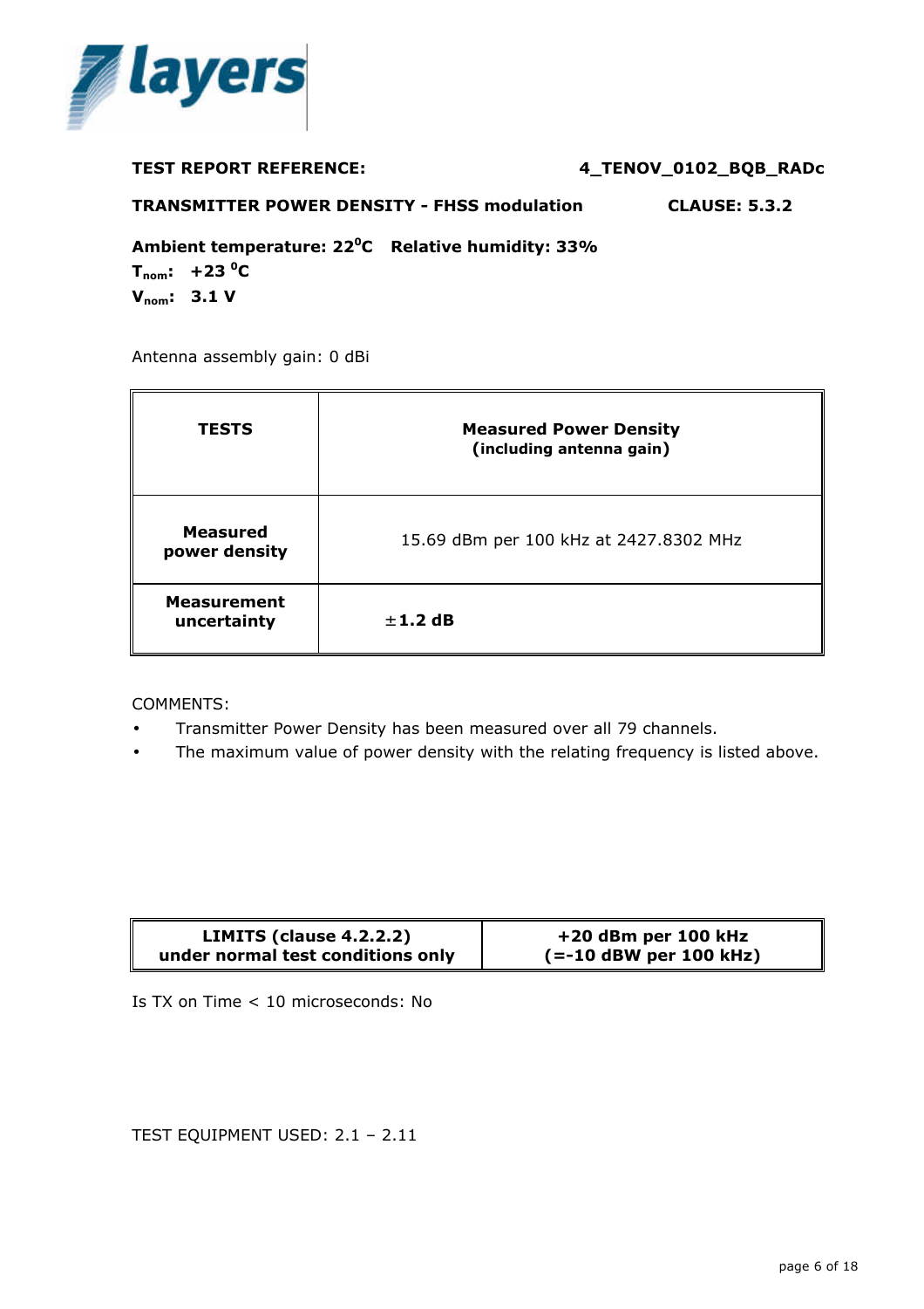**TEST REPORT REFERENCE:** **4_TENOV_0102_BQB_RADc**

**TRANSMITTER POWER DENSITY - FHSS modulation** **CLAUSE: 5.3.2**

**Ambient temperature: 22°C Relative humidity: 33%**
**$T_{nom}$: +23 °C**
**$V_{nom}$: 3.1 V**

Antenna assembly gain: 0 dBi

| **TESTS** | **Measured Power Density (including antenna gain)** |
|---|---|
| **Measured power density** | 15.69 dBm per 100 kHz at 2427.8302 MHz |
| **Measurement uncertainty** | **±1.2 dB** |

COMMENTS:

- Transmitter Power Density has been measured over all 79 channels.
- The maximum value of power density with the relating frequency is listed above.

| **LIMITS (clause 4.2.2.2) under normal test conditions only** | **+20 dBm per 100 kHz (=-10 dBW per 100 kHz)** |
|---|---|

Is TX on Time < 10 microseconds: No

TEST EQUIPMENT USED: 2.1 – 2.11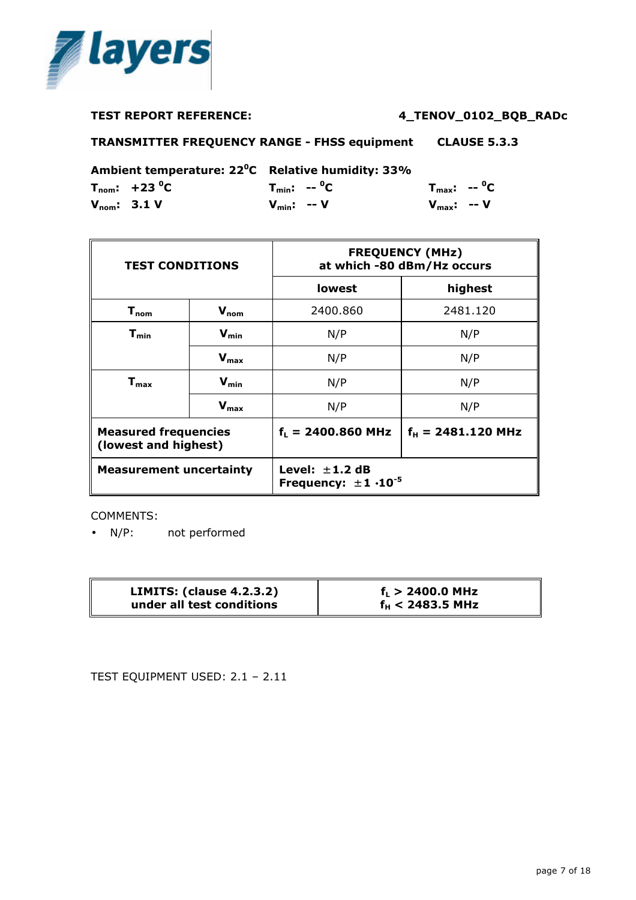**TEST REPORT REFERENCE:** **4_TENOV_0102_BQB_RADc**

**TRANSMITTER FREQUENCY RANGE - FHSS equipment** **CLAUSE 5.3.3**

**Ambient temperature: 22°C** **Relative humidity: 33%**

**$T_{nom}$: +23 °C** **$T_{min}$: -- °C** **$T_{max}$: -- °C**

**$V_{nom}$: 3.1 V** **$V_{min}$: -- V** **$V_{max}$: -- V**

| TEST CONDITIONS | | FREQUENCY (MHz) at which -80 dBm/Hz occurs | |
|---|---|---|---|
| | | lowest | highest |
| $T_{nom}$ | $V_{nom}$ | 2400.860 | 2481.120 |
| $T_{min}$ | $V_{min}$ | N/P | N/P |
| | $V_{max}$ | N/P | N/P |
| $T_{max}$ | $V_{min}$ | N/P | N/P |
| | $V_{max}$ | N/P | N/P |
| **Measured frequencies (lowest and highest)** | | **$f_L$ = 2400.860 MHz** | **$f_H$ = 2481.120 MHz** |
| **Measurement uncertainty** | | **Level: ±1.2 dB<br>Frequency: ±1 ·$10^{-5}$** | |

COMMENTS:

- N/P: not performed

| LIMITS: (clause 4.2.3.2) under all test conditions | $f_L$ > 2400.0 MHz<br>$f_H$ < 2483.5 MHz |
|---|---|

TEST EQUIPMENT USED: 2.1 – 2.11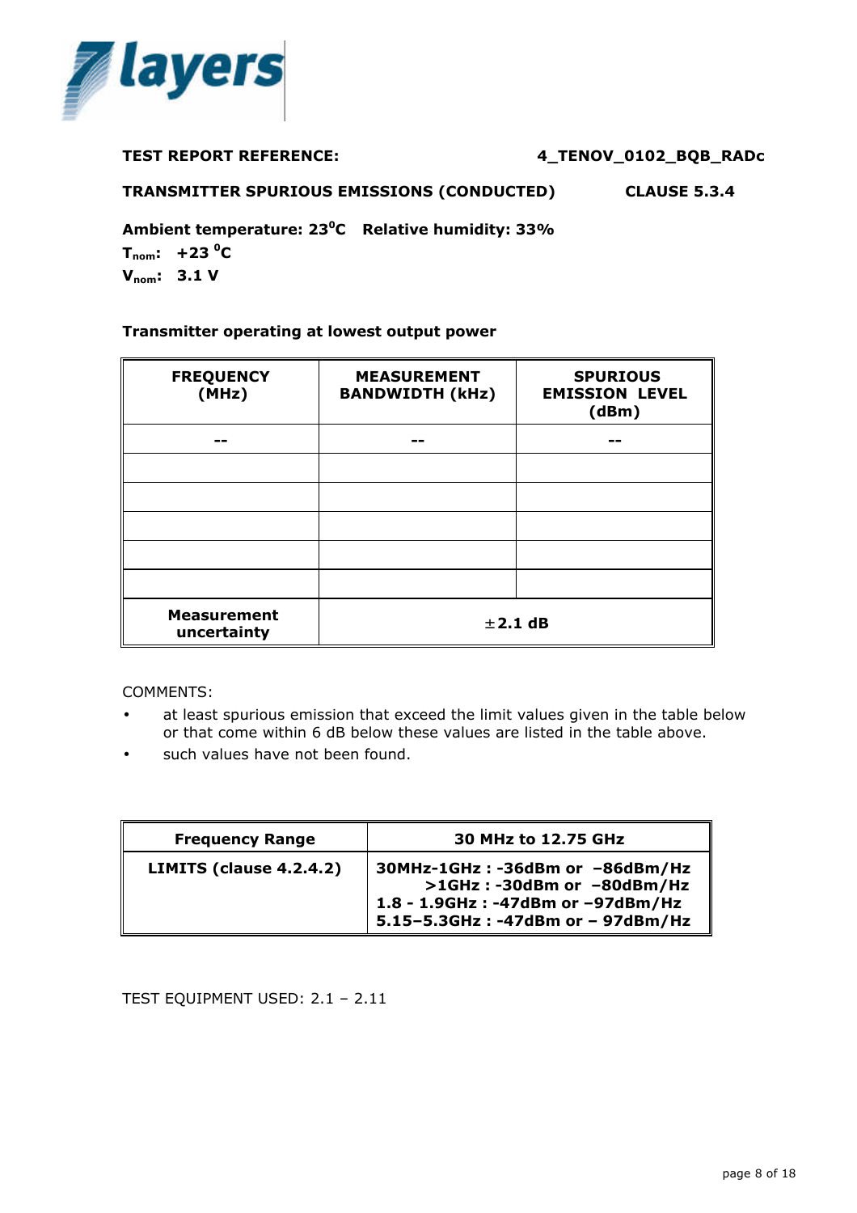**TEST REPORT REFERENCE:** **4_TENOV_0102_BQB_RADc**

**TRANSMITTER SPURIOUS EMISSIONS (CONDUCTED)** **CLAUSE 5.3.4**

**Ambient temperature: 23$^0$C Relative humidity: 33%**
**$T_{nom}$: +23 $^0$C**
**$V_{nom}$: 3.1 V**

**Transmitter operating at lowest output power**

| FREQUENCY (MHz) | MEASUREMENT BANDWIDTH (kHz) | SPURIOUS EMISSION LEVEL (dBm) |
|---|---|---|
| -- | -- | -- |
| | | |
| | | |
| | | |
| | | |
| | | |
| **Measurement uncertainty** | **±2.1 dB** | |

COMMENTS:

- at least spurious emission that exceed the limit values given in the table below or that come within 6 dB below these values are listed in the table above.
- such values have not been found.

| **Frequency Range** | **30 MHz to 12.75 GHz** |
|---|---|
| **LIMITS (clause 4.2.4.2)** | **30MHz-1GHz : -36dBm or –86dBm/Hz**<br>**>1GHz : -30dBm or –80dBm/Hz**<br>**1.8 - 1.9GHz : -47dBm or –97dBm/Hz**<br>**5.15–5.3GHz : -47dBm or – 97dBm/Hz** |

TEST EQUIPMENT USED: 2.1 – 2.11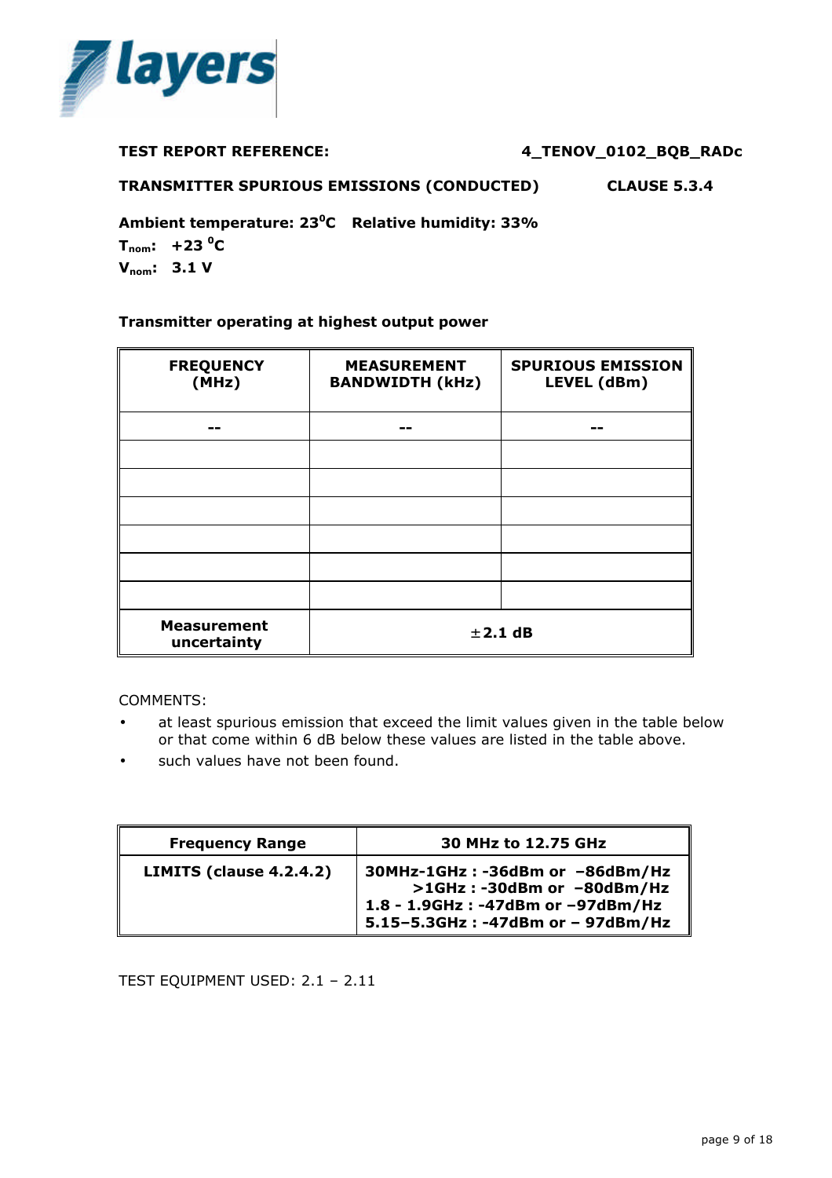**TEST REPORT REFERENCE:** **4_TENOV_0102_BQB_RADc**

**TRANSMITTER SPURIOUS EMISSIONS (CONDUCTED)** **CLAUSE 5.3.4**

**Ambient temperature: 23°C Relative humidity: 33%**

**$T_{nom}$: +23 °C**

**$V_{nom}$: 3.1 V**

**Transmitter operating at highest output power**

| FREQUENCY (MHz) | MEASUREMENT BANDWIDTH (kHz) | SPURIOUS EMISSION LEVEL (dBm) |
|---|---|---|
| -- | -- | -- |
| | | |
| | | |
| | | |
| | | |
| | | |
| | | |
| **Measurement uncertainty** | **±2.1 dB** | |

COMMENTS:

- at least spurious emission that exceed the limit values given in the table below or that come within 6 dB below these values are listed in the table above.
- such values have not been found.

| Frequency Range | 30 MHz to 12.75 GHz |
|---|---|
| **LIMITS (clause 4.2.4.2)** | **30MHz-1GHz : -36dBm or –86dBm/Hz**<br>**>1GHz : -30dBm or –80dBm/Hz**<br>**1.8 - 1.9GHz : -47dBm or –97dBm/Hz**<br>**5.15–5.3GHz : -47dBm or – 97dBm/Hz** |

TEST EQUIPMENT USED: 2.1 – 2.11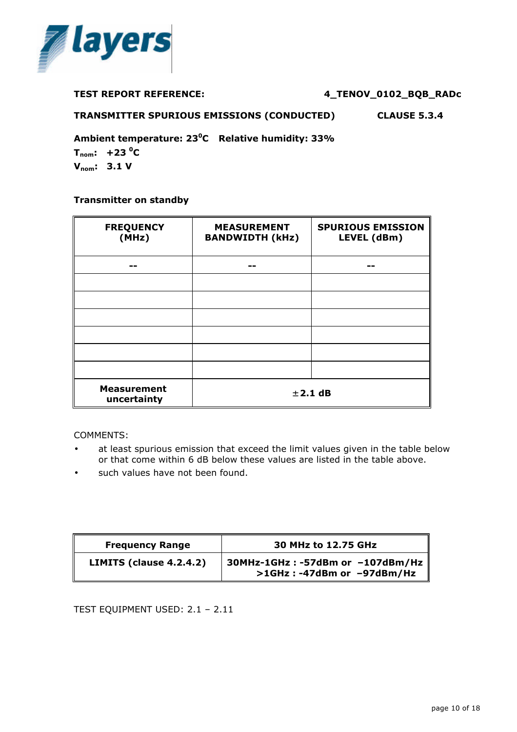**TEST REPORT REFERENCE:** **4_TENOV_0102_BQB_RADc**

**TRANSMITTER SPURIOUS EMISSIONS (CONDUCTED)** **CLAUSE 5.3.4**

**Ambient temperature: 23$^0$C   Relative humidity: 33%**

**$T_{nom}$:   +23 $^0$C**

**$V_{nom}$:   3.1 V**

**Transmitter on standby**

| FREQUENCY (MHz) | MEASUREMENT BANDWIDTH (kHz) | SPURIOUS EMISSION LEVEL (dBm) |
|---|---|---|
| -- | -- | -- |
| | | |
| | | |
| | | |
| | | |
| | | |
| | | |
| **Measurement uncertainty** | **±2.1 dB** | |

COMMENTS:

- at least spurious emission that exceed the limit values given in the table below or that come within 6 dB below these values are listed in the table above.
- such values have not been found.

| Frequency Range | 30 MHz to 12.75 GHz |
|---|---|
| **LIMITS (clause 4.2.4.2)** | **30MHz-1GHz : -57dBm or –107dBm/Hz**<br>**>1GHz : -47dBm or –97dBm/Hz** |

TEST EQUIPMENT USED: 2.1 – 2.11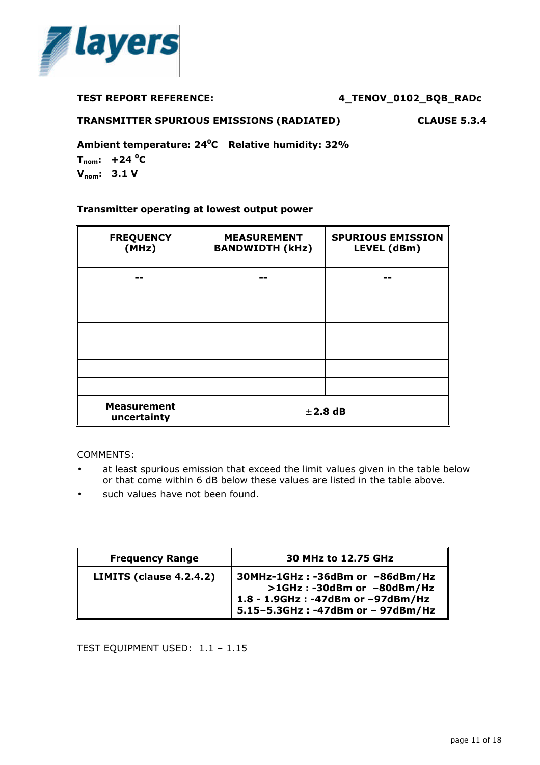**TEST REPORT REFERENCE:** **4_TENOV_0102_BQB_RADc**

**TRANSMITTER SPURIOUS EMISSIONS (RADIATED)** **CLAUSE 5.3.4**

**Ambient temperature: 24°C  Relative humidity: 32%**

**$T_{nom}$: +24 °C**

**$V_{nom}$: 3.1 V**

**Transmitter operating at lowest output power**

| FREQUENCY (MHz) | MEASUREMENT BANDWIDTH (kHz) | SPURIOUS EMISSION LEVEL (dBm) |
|---|---|---|
| -- | -- | -- |
| | | |
| | | |
| | | |
| | | |
| | | |
| | | |
| **Measurement uncertainty** | **±2.8 dB** | |

COMMENTS:

- at least spurious emission that exceed the limit values given in the table below or that come within 6 dB below these values are listed in the table above.
- such values have not been found.

| Frequency Range | 30 MHz to 12.75 GHz |
|---|---|
| **LIMITS (clause 4.2.4.2)** | **30MHz-1GHz : -36dBm or –86dBm/Hz**<br>**>1GHz : -30dBm or –80dBm/Hz**<br>**1.8 - 1.9GHz : -47dBm or –97dBm/Hz**<br>**5.15–5.3GHz : -47dBm or – 97dBm/Hz** |

TEST EQUIPMENT USED: 1.1 – 1.15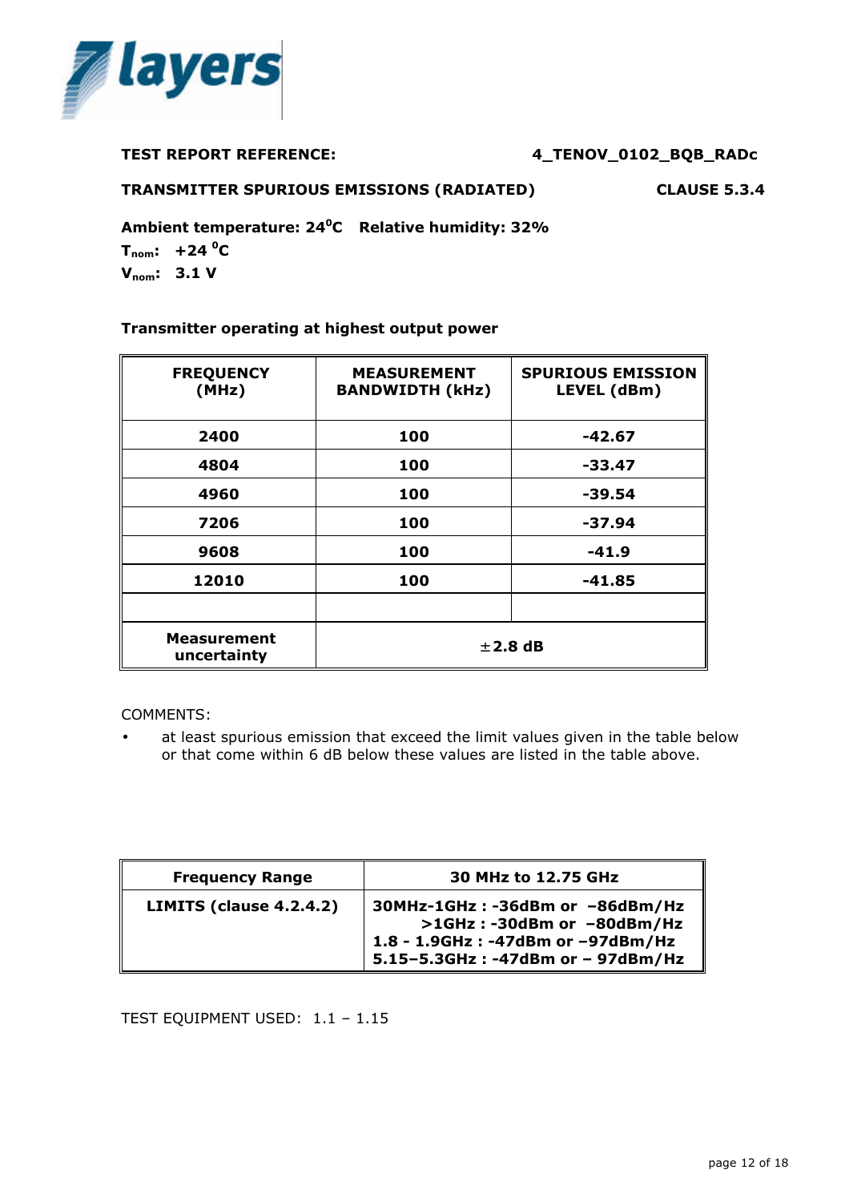**TEST REPORT REFERENCE:** **4_TENOV_0102_BQB_RADc**

**TRANSMITTER SPURIOUS EMISSIONS (RADIATED)** **CLAUSE 5.3.4**

**Ambient temperature: 24°C Relative humidity: 32%**

**$T_{nom}$: +24 °C**

**$V_{nom}$: 3.1 V**

**Transmitter operating at highest output power**

| FREQUENCY (MHz) | MEASUREMENT BANDWIDTH (kHz) | SPURIOUS EMISSION LEVEL (dBm) |
|---|---|---|
| 2400 | 100 | -42.67 |
| 4804 | 100 | -33.47 |
| 4960 | 100 | -39.54 |
| 7206 | 100 | -37.94 |
| 9608 | 100 | -41.9 |
| 12010 | 100 | -41.85 |
| | | |
| Measurement uncertainty | ±2.8 dB | |

COMMENTS:

- at least spurious emission that exceed the limit values given in the table below or that come within 6 dB below these values are listed in the table above.

| Frequency Range | 30 MHz to 12.75 GHz |
|---|---|
| LIMITS (clause 4.2.4.2) | 30MHz-1GHz : -36dBm or –86dBm/Hz<br>>1GHz : -30dBm or –80dBm/Hz<br>1.8 - 1.9GHz : -47dBm or –97dBm/Hz<br>5.15–5.3GHz : -47dBm or – 97dBm/Hz |

TEST EQUIPMENT USED: 1.1 – 1.15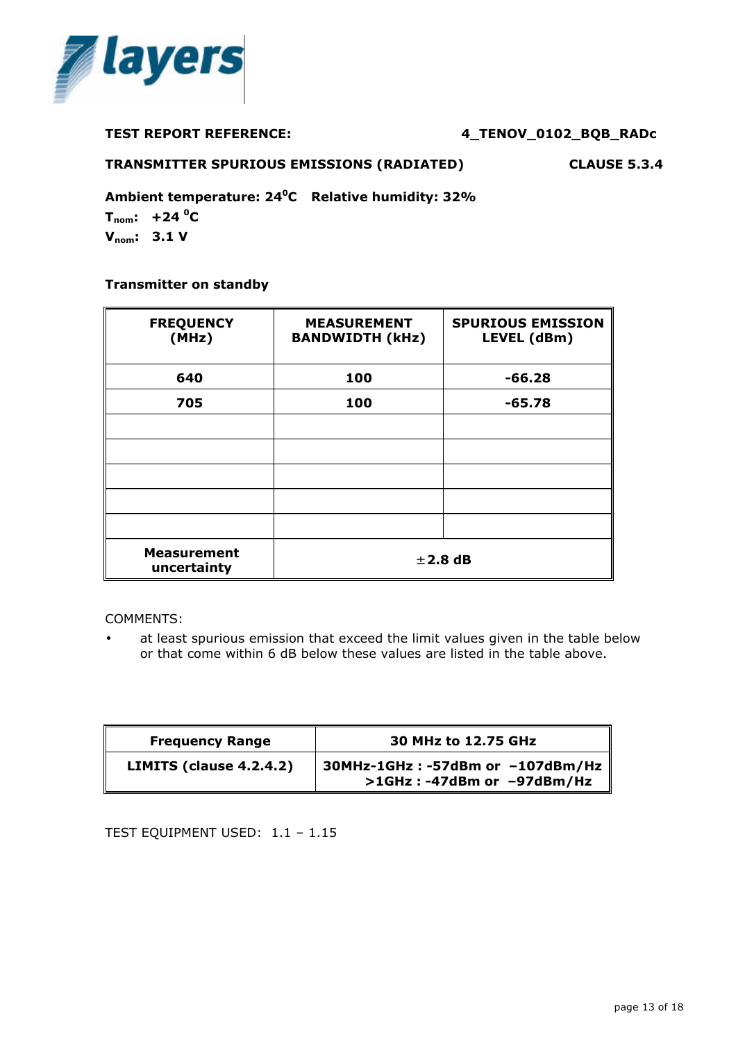**TEST REPORT REFERENCE:** **4_TENOV_0102_BQB_RADc**

**TRANSMITTER SPURIOUS EMISSIONS (RADIATED)** **CLAUSE 5.3.4**

**Ambient temperature: 24$^{0}$C Relative humidity: 32%**

**$T_{nom}$: +24 $^{0}$C**

**$V_{nom}$: 3.1 V**

**Transmitter on standby**

| FREQUENCY (MHz) | MEASUREMENT BANDWIDTH (kHz) | SPURIOUS EMISSION LEVEL (dBm) |
|---|---|---|
| 640 | 100 | -66.28 |
| 705 | 100 | -65.78 |
| | | |
| | | |
| | | |
| | | |
| | | |
| Measurement uncertainty | ±2.8 dB | |

COMMENTS:

- at least spurious emission that exceed the limit values given in the table below or that come within 6 dB below these values are listed in the table above.

| Frequency Range | 30 MHz to 12.75 GHz |
|---|---|
| LIMITS (clause 4.2.4.2) | 30MHz-1GHz : -57dBm or –107dBm/Hz<br>>1GHz : -47dBm or –97dBm/Hz |

TEST EQUIPMENT USED: 1.1 – 1.15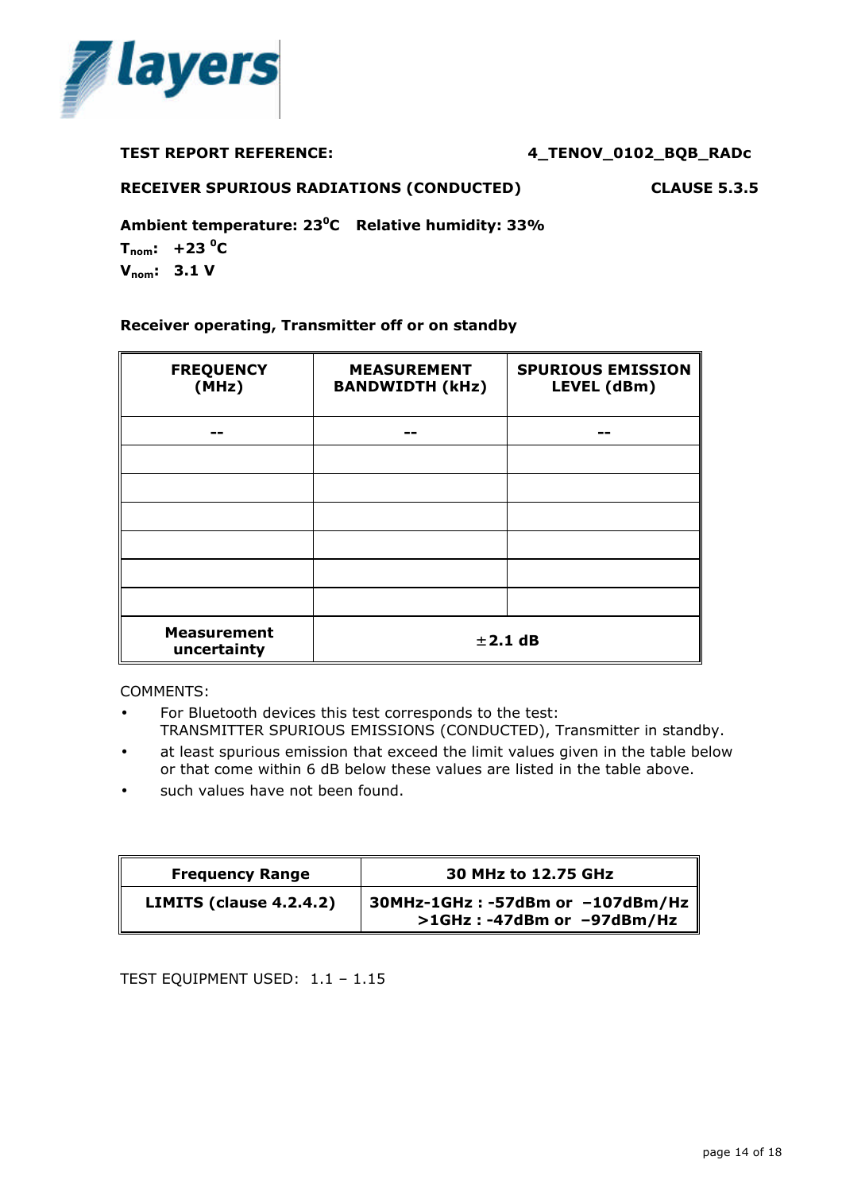**TEST REPORT REFERENCE:** **4_TENOV_0102_BQB_RADc**

**RECEIVER SPURIOUS RADIATIONS (CONDUCTED)** **CLAUSE 5.3.5**

**Ambient temperature: 23°C Relative humidity: 33%**

**$T_{nom}$: +23 °C**

**$V_{nom}$: 3.1 V**

**Receiver operating, Transmitter off or on standby**

| FREQUENCY (MHz) | MEASUREMENT BANDWIDTH (kHz) | SPURIOUS EMISSION LEVEL (dBm) |
|---|---|---|
| -- | -- | -- |
| | | |
| | | |
| | | |
| | | |
| | | |
| | | |
| **Measurement uncertainty** | **±2.1 dB** | |

COMMENTS:

- For Bluetooth devices this test corresponds to the test: TRANSMITTER SPURIOUS EMISSIONS (CONDUCTED), Transmitter in standby.
- at least spurious emission that exceed the limit values given in the table below or that come within 6 dB below these values are listed in the table above.
- such values have not been found.

| **Frequency Range** | **30 MHz to 12.75 GHz** |
|---|---|
| **LIMITS (clause 4.2.4.2)** | **30MHz-1GHz : -57dBm or –107dBm/Hz**<br>**>1GHz : -47dBm or –97dBm/Hz** |

TEST EQUIPMENT USED: 1.1 – 1.15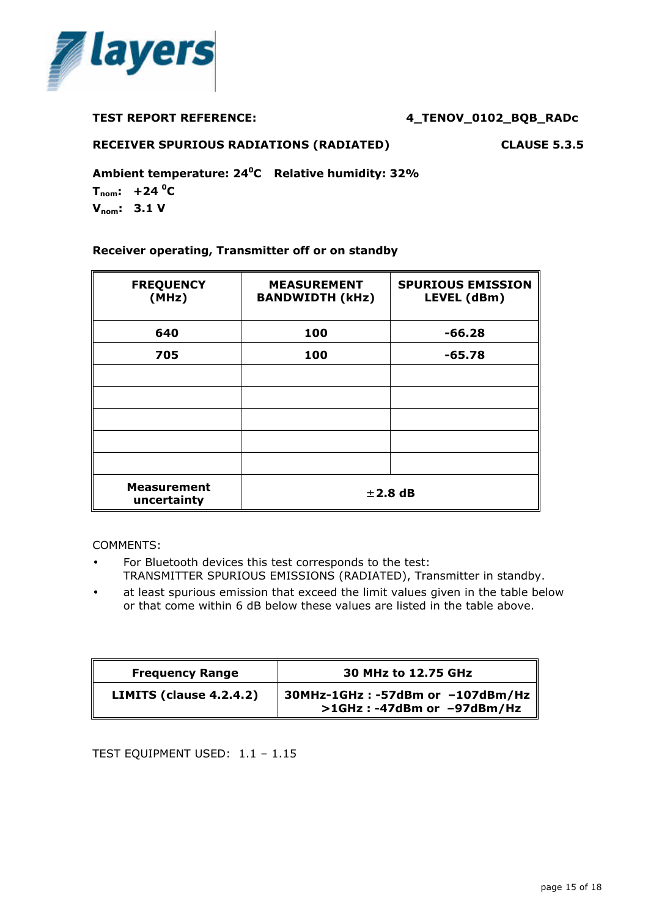**TEST REPORT REFERENCE:** **4_TENOV_0102_BQB_RADc**

**RECEIVER SPURIOUS RADIATIONS (RADIATED)** **CLAUSE 5.3.5**

**Ambient temperature: 24$^{0}$C Relative humidity: 32%**

**$T_{nom}$: +24 $^{0}$C**

**$V_{nom}$: 3.1 V**

**Receiver operating, Transmitter off or on standby**

| FREQUENCY (MHz) | MEASUREMENT BANDWIDTH (kHz) | SPURIOUS EMISSION LEVEL (dBm) |
|---|---|---|
| 640 | 100 | -66.28 |
| 705 | 100 | -65.78 |
| | | |
| | | |
| | | |
| | | |
| | | |
| Measurement uncertainty | ±2.8 dB | |

COMMENTS:

- For Bluetooth devices this test corresponds to the test: TRANSMITTER SPURIOUS EMISSIONS (RADIATED), Transmitter in standby.
- at least spurious emission that exceed the limit values given in the table below or that come within 6 dB below these values are listed in the table above.

| Frequency Range | 30 MHz to 12.75 GHz |
|---|---|
| LIMITS (clause 4.2.4.2) | 30MHz-1GHz : -57dBm or –107dBm/Hz<br>>1GHz : -47dBm or –97dBm/Hz |

TEST EQUIPMENT USED: 1.1 – 1.15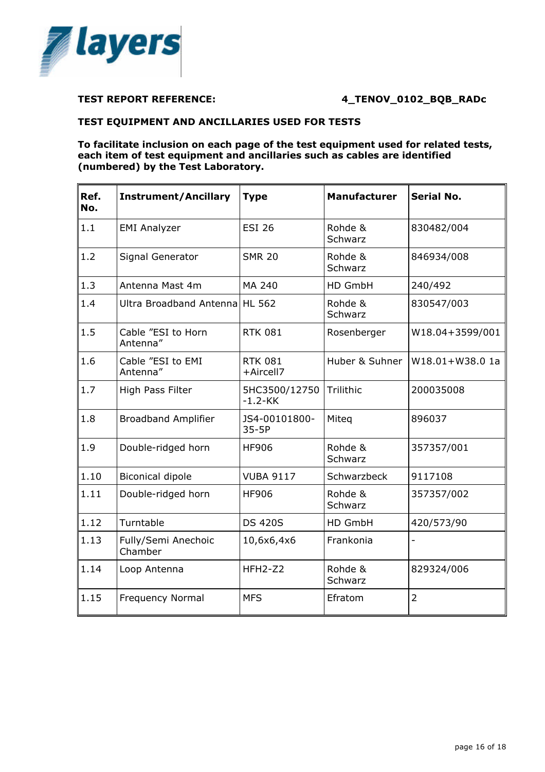**TEST REPORT REFERENCE:** **4_TENOV_0102_BQB_RADc**

**TEST EQUIPMENT AND ANCILLARIES USED FOR TESTS**

**To facilitate inclusion on each page of the test equipment used for related tests, each item of test equipment and ancillaries such as cables are identified (numbered) by the Test Laboratory.**

| Ref. No. | Instrument/Ancillary | Type | Manufacturer | Serial No. |
|---|---|---|---|---|
| 1.1 | EMI Analyzer | ESI 26 | Rohde & Schwarz | 830482/004 |
| 1.2 | Signal Generator | SMR 20 | Rohde & Schwarz | 846934/008 |
| 1.3 | Antenna Mast 4m | MA 240 | HD GmbH | 240/492 |
| 1.4 | Ultra Broadband Antenna | HL 562 | Rohde & Schwarz | 830547/003 |
| 1.5 | Cable "ESI to Horn Antenna" | RTK 081 | Rosenberger | W18.04+3599/001 |
| 1.6 | Cable "ESI to EMI Antenna" | RTK 081 +Aircell7 | Huber & Suhner | W18.01+W38.0 1a |
| 1.7 | High Pass Filter | 5HC3500/12750 -1.2-KK | Trilithic | 200035008 |
| 1.8 | Broadband Amplifier | JS4-00101800-35-5P | Miteq | 896037 |
| 1.9 | Double-ridged horn | HF906 | Rohde & Schwarz | 357357/001 |
| 1.10 | Biconical dipole | VUBA 9117 | Schwarzbeck | 9117108 |
| 1.11 | Double-ridged horn | HF906 | Rohde & Schwarz | 357357/002 |
| 1.12 | Turntable | DS 420S | HD GmbH | 420/573/90 |
| 1.13 | Fully/Semi Anechoic Chamber | 10,6x6,4x6 | Frankonia | - |
| 1.14 | Loop Antenna | HFH2-Z2 | Rohde & Schwarz | 829324/006 |
| 1.15 | Frequency Normal | MFS | Efratom | 2 |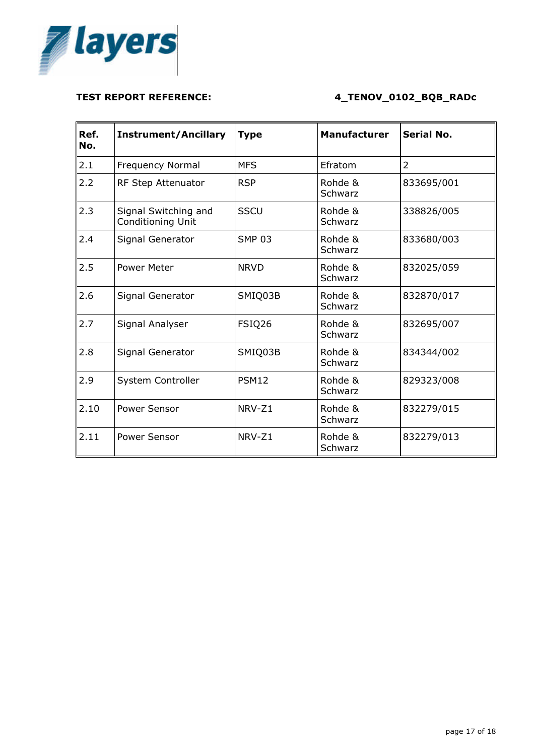**TEST REPORT REFERENCE:** **4_TENOV_0102_BQB_RADc**

| Ref. No. | Instrument/Ancillary | Type | Manufacturer | Serial No. |
|---|---|---|---|---|
| 2.1 | Frequency Normal | MFS | Efratom | 2 |
| 2.2 | RF Step Attenuator | RSP | Rohde & Schwarz | 833695/001 |
| 2.3 | Signal Switching and Conditioning Unit | SSCU | Rohde & Schwarz | 338826/005 |
| 2.4 | Signal Generator | SMP 03 | Rohde & Schwarz | 833680/003 |
| 2.5 | Power Meter | NRVD | Rohde & Schwarz | 832025/059 |
| 2.6 | Signal Generator | SMIQ03B | Rohde & Schwarz | 832870/017 |
| 2.7 | Signal Analyser | FSIQ26 | Rohde & Schwarz | 832695/007 |
| 2.8 | Signal Generator | SMIQ03B | Rohde & Schwarz | 834344/002 |
| 2.9 | System Controller | PSM12 | Rohde & Schwarz | 829323/008 |
| 2.10 | Power Sensor | NRV-Z1 | Rohde & Schwarz | 832279/015 |
| 2.11 | Power Sensor | NRV-Z1 | Rohde & Schwarz | 832279/013 |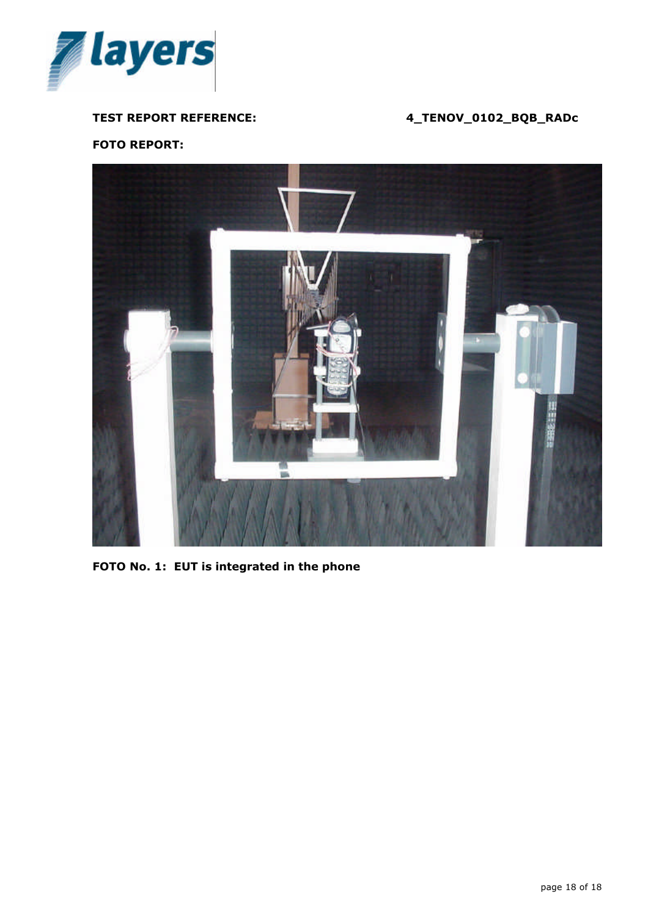**TEST REPORT REFERENCE:** **4_TENOV_0102_BQB_RADc**

**FOTO REPORT:**

**FOTO No. 1: EUT is integrated in the phone**